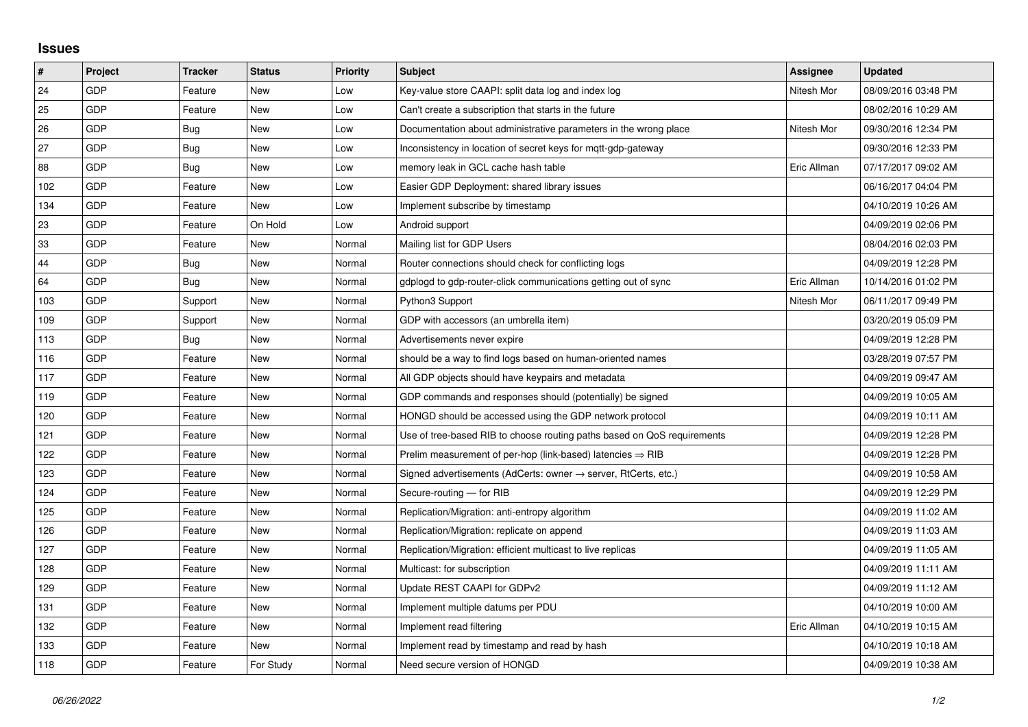## Issues

| # | Project | Tracker | Status | Priority | Subject | Assignee | Updated |
|---|---|---|---|---|---|---|---|
| 24 | GDP | Feature | New | Low | Key-value store CAAPI: split data log and index log | Nitesh Mor | 08/09/2016 03:48 PM |
| 25 | GDP | Feature | New | Low | Can't create a subscription that starts in the future | | 08/02/2016 10:29 AM |
| 26 | GDP | Bug | New | Low | Documentation about administrative parameters in the wrong place | Nitesh Mor | 09/30/2016 12:34 PM |
| 27 | GDP | Bug | New | Low | Inconsistency in location of secret keys for mqtt-gdp-gateway | | 09/30/2016 12:33 PM |
| 88 | GDP | Bug | New | Low | memory leak in GCL cache hash table | Eric Allman | 07/17/2017 09:02 AM |
| 102 | GDP | Feature | New | Low | Easier GDP Deployment: shared library issues | | 06/16/2017 04:04 PM |
| 134 | GDP | Feature | New | Low | Implement subscribe by timestamp | | 04/10/2019 10:26 AM |
| 23 | GDP | Feature | On Hold | Low | Android support | | 04/09/2019 02:06 PM |
| 33 | GDP | Feature | New | Normal | Mailing list for GDP Users | | 08/04/2016 02:03 PM |
| 44 | GDP | Bug | New | Normal | Router connections should check for conflicting logs | | 04/09/2019 12:28 PM |
| 64 | GDP | Bug | New | Normal | gdplogd to gdp-router-click communications getting out of sync | Eric Allman | 10/14/2016 01:02 PM |
| 103 | GDP | Support | New | Normal | Python3 Support | Nitesh Mor | 06/11/2017 09:49 PM |
| 109 | GDP | Support | New | Normal | GDP with accessors (an umbrella item) | | 03/20/2019 05:09 PM |
| 113 | GDP | Bug | New | Normal | Advertisements never expire | | 04/09/2019 12:28 PM |
| 116 | GDP | Feature | New | Normal | should be a way to find logs based on human-oriented names | | 03/28/2019 07:57 PM |
| 117 | GDP | Feature | New | Normal | All GDP objects should have keypairs and metadata | | 04/09/2019 09:47 AM |
| 119 | GDP | Feature | New | Normal | GDP commands and responses should (potentially) be signed | | 04/09/2019 10:05 AM |
| 120 | GDP | Feature | New | Normal | HONGD should be accessed using the GDP network protocol | | 04/09/2019 10:11 AM |
| 121 | GDP | Feature | New | Normal | Use of tree-based RIB to choose routing paths based on QoS requirements | | 04/09/2019 12:28 PM |
| 122 | GDP | Feature | New | Normal | Prelim measurement of per-hop (link-based) latencies ⇒ RIB | | 04/09/2019 12:28 PM |
| 123 | GDP | Feature | New | Normal | Signed advertisements (AdCerts: owner → server, RtCerts, etc.) | | 04/09/2019 10:58 AM |
| 124 | GDP | Feature | New | Normal | Secure-routing — for RIB | | 04/09/2019 12:29 PM |
| 125 | GDP | Feature | New | Normal | Replication/Migration: anti-entropy algorithm | | 04/09/2019 11:02 AM |
| 126 | GDP | Feature | New | Normal | Replication/Migration: replicate on append | | 04/09/2019 11:03 AM |
| 127 | GDP | Feature | New | Normal | Replication/Migration: efficient multicast to live replicas | | 04/09/2019 11:05 AM |
| 128 | GDP | Feature | New | Normal | Multicast: for subscription | | 04/09/2019 11:11 AM |
| 129 | GDP | Feature | New | Normal | Update REST CAAPI for GDPv2 | | 04/09/2019 11:12 AM |
| 131 | GDP | Feature | New | Normal | Implement multiple datums per PDU | | 04/10/2019 10:00 AM |
| 132 | GDP | Feature | New | Normal | Implement read filtering | Eric Allman | 04/10/2019 10:15 AM |
| 133 | GDP | Feature | New | Normal | Implement read by timestamp and read by hash | | 04/10/2019 10:18 AM |
| 118 | GDP | Feature | For Study | Normal | Need secure version of HONGD | | 04/09/2019 10:38 AM |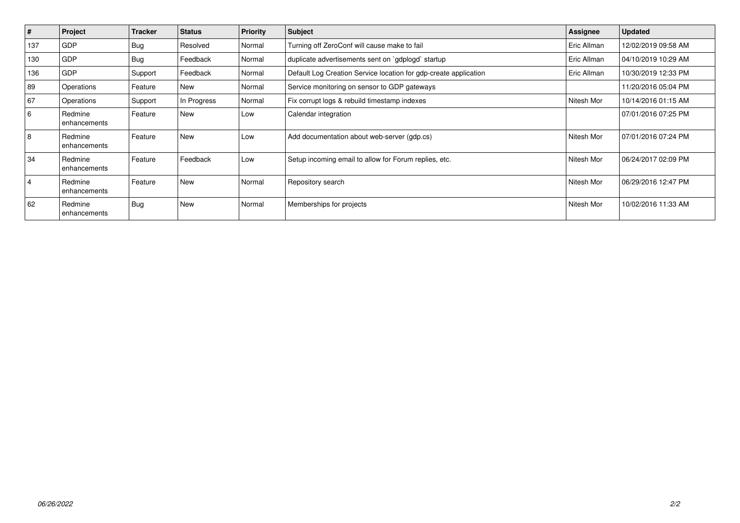| # | Project | Tracker | Status | Priority | Subject | Assignee | Updated |
|---|---|---|---|---|---|---|---|
| 137 | GDP | Bug | Resolved | Normal | Turning off ZeroConf will cause make to fail | Eric Allman | 12/02/2019 09:58 AM |
| 130 | GDP | Bug | Feedback | Normal | duplicate advertisements sent on `gdplogd` startup | Eric Allman | 04/10/2019 10:29 AM |
| 136 | GDP | Support | Feedback | Normal | Default Log Creation Service location for gdp-create application | Eric Allman | 10/30/2019 12:33 PM |
| 89 | Operations | Feature | New | Normal | Service monitoring on sensor to GDP gateways | | 11/20/2016 05:04 PM |
| 67 | Operations | Support | In Progress | Normal | Fix corrupt logs & rebuild timestamp indexes | Nitesh Mor | 10/14/2016 01:15 AM |
| 6 | Redmine enhancements | Feature | New | Low | Calendar integration | | 07/01/2016 07:25 PM |
| 8 | Redmine enhancements | Feature | New | Low | Add documentation about web-server (gdp.cs) | Nitesh Mor | 07/01/2016 07:24 PM |
| 34 | Redmine enhancements | Feature | Feedback | Low | Setup incoming email to allow for Forum replies, etc. | Nitesh Mor | 06/24/2017 02:09 PM |
| 4 | Redmine enhancements | Feature | New | Normal | Repository search | Nitesh Mor | 06/29/2016 12:47 PM |
| 62 | Redmine enhancements | Bug | New | Normal | Memberships for projects | Nitesh Mor | 10/02/2016 11:33 AM |

*06/26/2022*